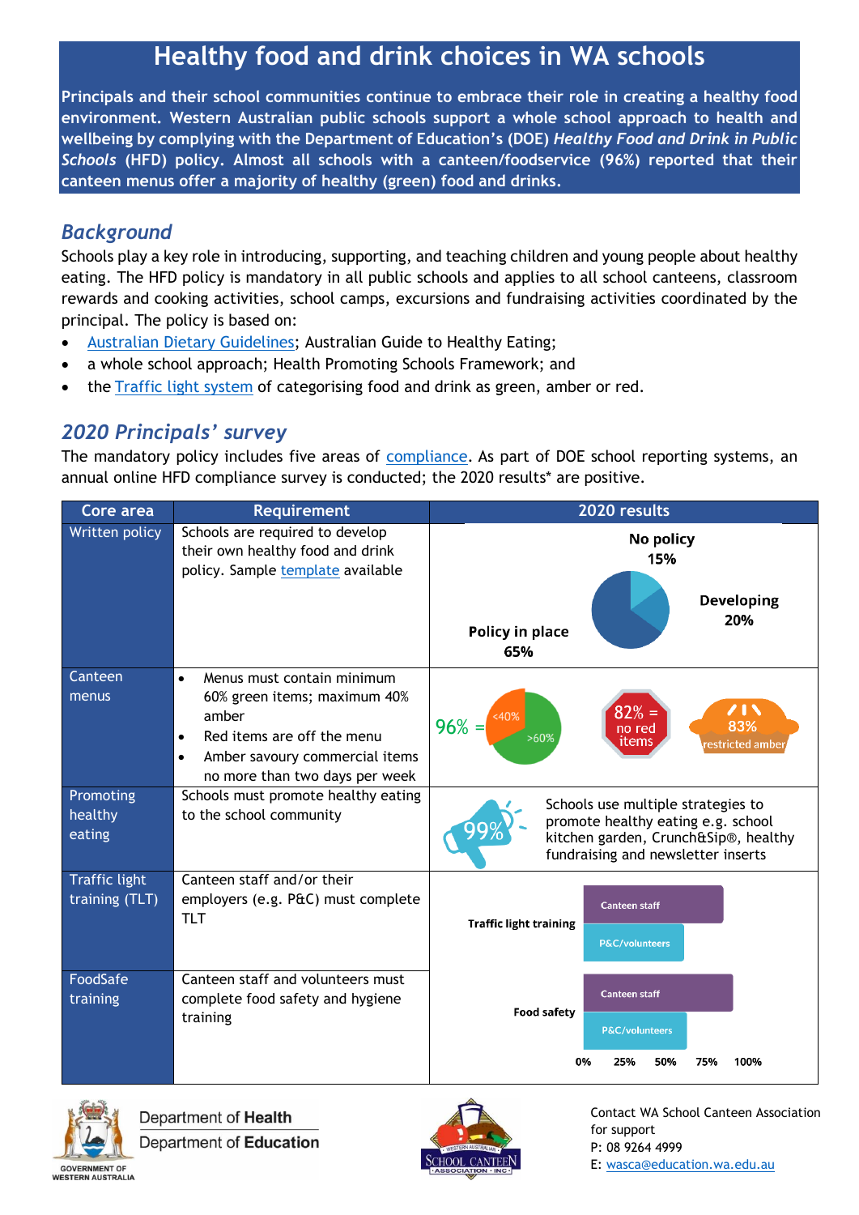# Healthy food and drink choices in WA schools

**Principals and their school communities continue to embrace their role in creating a healthy food environment. Western Australian public schools support a whole school approach to health and wellbeing by complying with the Department of Education's (DOE) *Healthy Food and Drink in Public Schools* (HFD) policy. Almost all schools with a canteen/foodservice (96%) reported that their canteen menus offer a majority of healthy (green) food and drinks.**

## *Background*

Schools play a key role in introducing, supporting, and teaching children and young people about healthy eating. The HFD policy is mandatory in all public schools and applies to all school canteens, classroom rewards and cooking activities, school camps, excursions and fundraising activities coordinated by the principal. The policy is based on:

- Australian Dietary Guidelines; Australian Guide to Healthy Eating;
- a whole school approach; Health Promoting Schools Framework; and
- the Traffic light system of categorising food and drink as green, amber or red.

## *2020 Principals' survey*

The mandatory policy includes five areas of compliance. As part of DOE school reporting systems, an annual online HFD compliance survey is conducted; the 2020 results* are positive.

| Core area | Requirement | 2020 results |
|---|---|---|
| Written policy | Schools are required to develop their own healthy food and drink policy. Sample template available | No policy 15%; Developing 20%; Policy in place 65% |
| Canteen menus | • Menus must contain minimum 60% green items; maximum 40% amber<br>• Red items are off the menu<br>• Amber savoury commercial items no more than two days per week | 96% = <40% amber / >60% green; 82% = no red items; 83% restricted amber |
| Promoting healthy eating | Schools must promote healthy eating to the school community | 99% Schools use multiple strategies to promote healthy eating e.g. school kitchen garden, Crunch&Sip®, healthy fundraising and newsletter inserts |
| Traffic light training (TLT) | Canteen staff and/or their employers (e.g. P&C) must complete TLT | Traffic light training: Canteen staff; P&C/volunteers |
| FoodSafe training | Canteen staff and volunteers must complete food safety and hygiene training | Food safety: Canteen staff; P&C/volunteers (scale 0%, 25%, 50%, 75%, 100%) |

Department of Health
Department of Education

Contact WA School Canteen Association for support
P: 08 9264 4999
E: wasca@education.wa.edu.au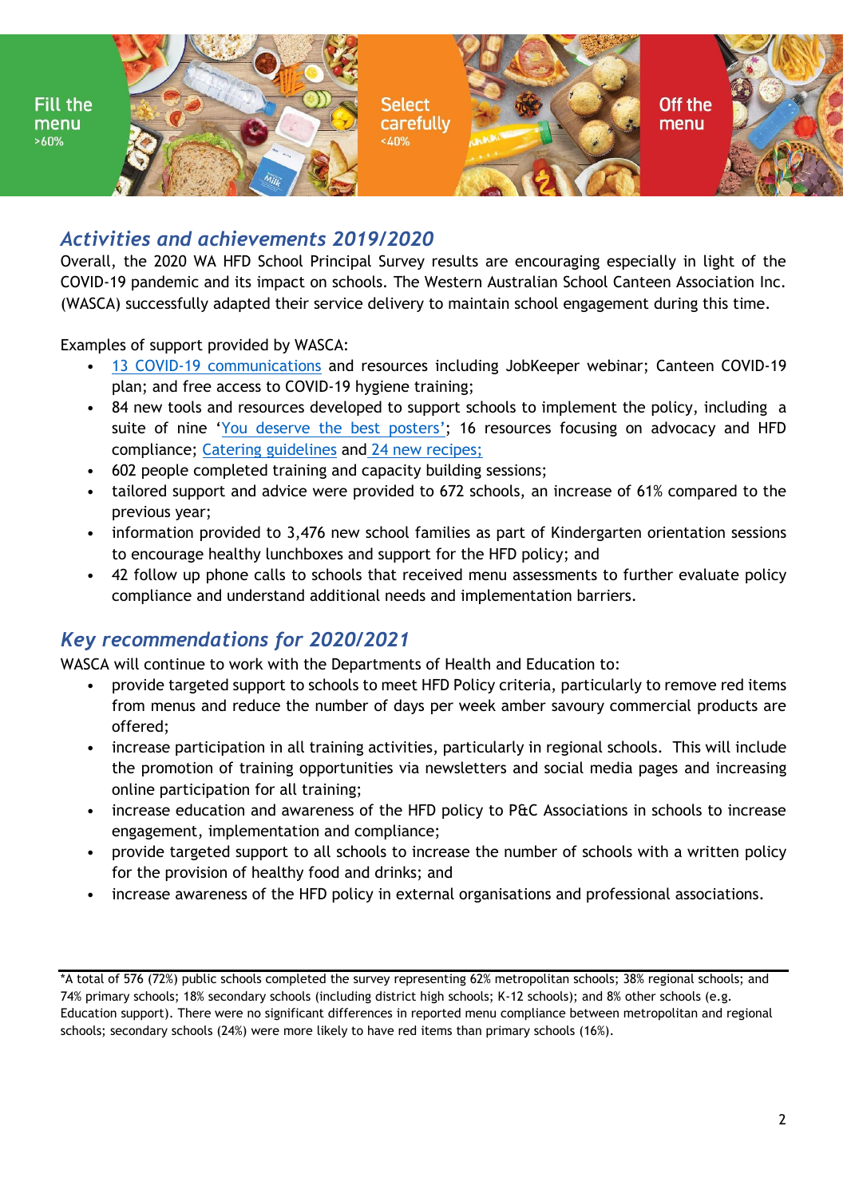Fill the menu
>60%

Select carefully
<40%

Off the menu

## *Activities and achievements 2019/2020*

Overall, the 2020 WA HFD School Principal Survey results are encouraging especially in light of the COVID-19 pandemic and its impact on schools. The Western Australian School Canteen Association Inc. (WASCA) successfully adapted their service delivery to maintain school engagement during this time.

Examples of support provided by WASCA:

- 13 COVID-19 communications and resources including JobKeeper webinar; Canteen COVID-19 plan; and free access to COVID-19 hygiene training;
- 84 new tools and resources developed to support schools to implement the policy, including a suite of nine 'You deserve the best posters'; 16 resources focusing on advocacy and HFD compliance; Catering guidelines and 24 new recipes;
- 602 people completed training and capacity building sessions;
- tailored support and advice were provided to 672 schools, an increase of 61% compared to the previous year;
- information provided to 3,476 new school families as part of Kindergarten orientation sessions to encourage healthy lunchboxes and support for the HFD policy; and
- 42 follow up phone calls to schools that received menu assessments to further evaluate policy compliance and understand additional needs and implementation barriers.

## *Key recommendations for 2020/2021*

WASCA will continue to work with the Departments of Health and Education to:

- provide targeted support to schools to meet HFD Policy criteria, particularly to remove red items from menus and reduce the number of days per week amber savoury commercial products are offered;
- increase participation in all training activities, particularly in regional schools. This will include the promotion of training opportunities via newsletters and social media pages and increasing online participation for all training;
- increase education and awareness of the HFD policy to P&C Associations in schools to increase engagement, implementation and compliance;
- provide targeted support to all schools to increase the number of schools with a written policy for the provision of healthy food and drinks; and
- increase awareness of the HFD policy in external organisations and professional associations.

*A total of 576 (72%) public schools completed the survey representing 62% metropolitan schools; 38% regional schools; and 74% primary schools; 18% secondary schools (including district high schools; K-12 schools); and 8% other schools (e.g. Education support). There were no significant differences in reported menu compliance between metropolitan and regional schools; secondary schools (24%) were more likely to have red items than primary schools (16%).